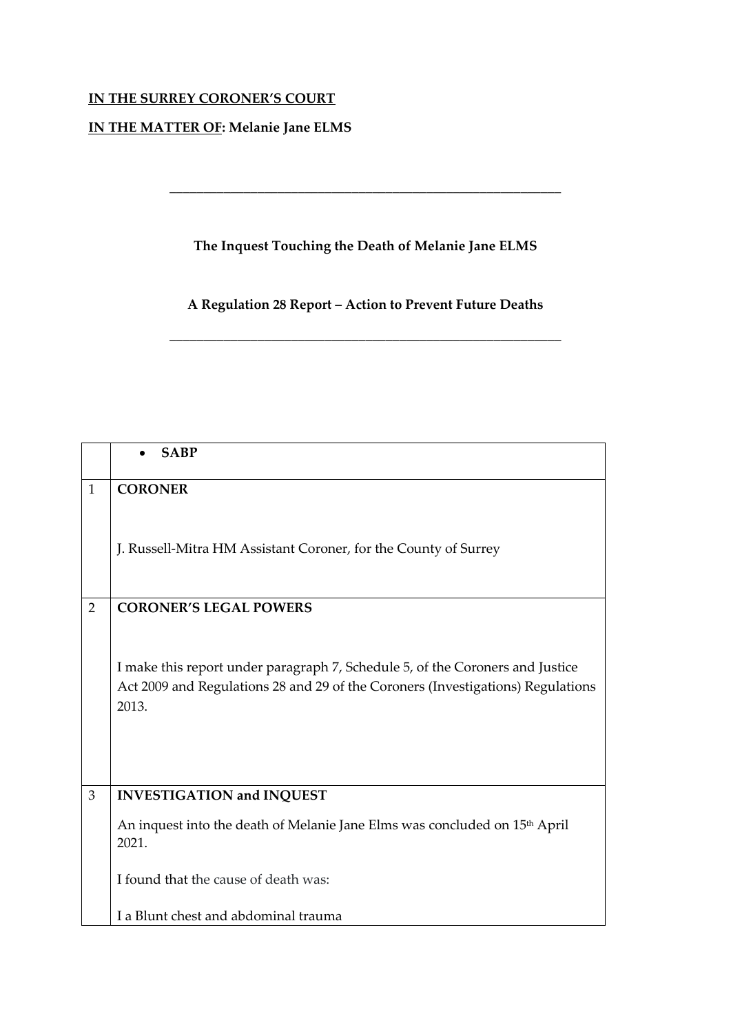**<u>IN THE SURREY CORONER'S COURT</u>**

**<u>IN THE MATTER OF</u>: Melanie Jane ELMS**

---

**The Inquest Touching the Death of Melanie Jane ELMS**

**A Regulation 28 Report – Action to Prevent Future Deaths**

---

| | |
|---|---|
| | • **SABP** |
| 1 | **CORONER**<br><br>J. Russell-Mitra HM Assistant Coroner, for the County of Surrey |
| 2 | **CORONER'S LEGAL POWERS**<br><br>I make this report under paragraph 7, Schedule 5, of the Coroners and Justice Act 2009 and Regulations 28 and 29 of the Coroners (Investigations) Regulations 2013. |
| 3 | **INVESTIGATION and INQUEST**<br><br>An inquest into the death of Melanie Jane Elms was concluded on 15th April 2021.<br><br>I found that the cause of death was:<br><br>I a Blunt chest and abdominal trauma |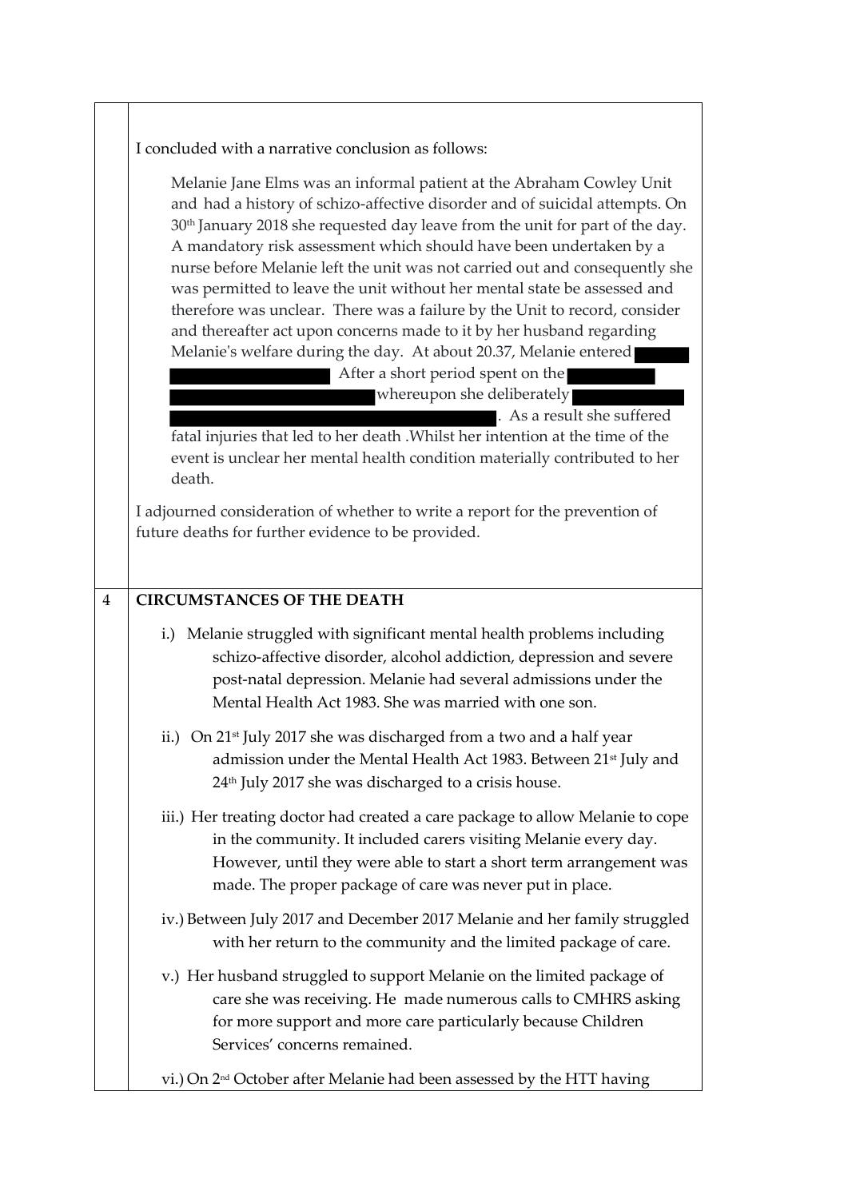I concluded with a narrative conclusion as follows:

> Melanie Jane Elms was an informal patient at the Abraham Cowley Unit and had a history of schizo-affective disorder and of suicidal attempts. On 30th January 2018 she requested day leave from the unit for part of the day. A mandatory risk assessment which should have been undertaken by a nurse before Melanie left the unit was not carried out and consequently she was permitted to leave the unit without her mental state be assessed and therefore was unclear. There was a failure by the Unit to record, consider and thereafter act upon concerns made to it by her husband regarding Melanie's welfare during the day. At about 20.37, Melanie entered [REDACTED] After a short period spent on the [REDACTED] whereupon she deliberately [REDACTED]. As a result she suffered fatal injuries that led to her death .Whilst her intention at the time of the event is unclear her mental health condition materially contributed to her death.

I adjourned consideration of whether to write a report for the prevention of future deaths for further evidence to be provided.

## 4 CIRCUMSTANCES OF THE DEATH

i.) Melanie struggled with significant mental health problems including schizo-affective disorder, alcohol addiction, depression and severe post-natal depression. Melanie had several admissions under the Mental Health Act 1983. She was married with one son.

ii.) On 21st July 2017 she was discharged from a two and a half year admission under the Mental Health Act 1983. Between 21st July and 24th July 2017 she was discharged to a crisis house.

iii.) Her treating doctor had created a care package to allow Melanie to cope in the community. It included carers visiting Melanie every day. However, until they were able to start a short term arrangement was made. The proper package of care was never put in place.

iv.) Between July 2017 and December 2017 Melanie and her family struggled with her return to the community and the limited package of care.

v.) Her husband struggled to support Melanie on the limited package of care she was receiving. He made numerous calls to CMHRS asking for more support and more care particularly because Children Services' concerns remained.

vi.) On 2nd October after Melanie had been assessed by the HTT having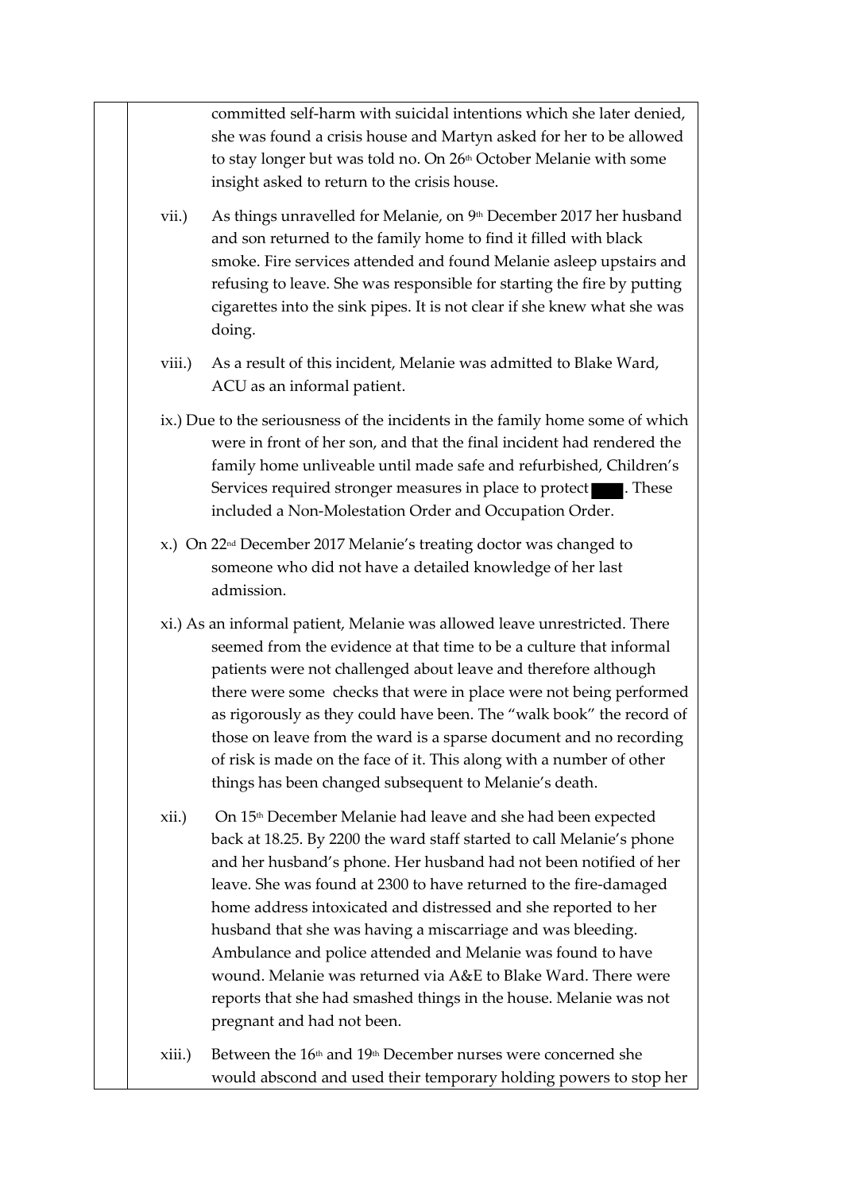committed self-harm with suicidal intentions which she later denied, she was found a crisis house and Martyn asked for her to be allowed to stay longer but was told no. On 26th October Melanie with some insight asked to return to the crisis house.

vii.) As things unravelled for Melanie, on 9th December 2017 her husband and son returned to the family home to find it filled with black smoke. Fire services attended and found Melanie asleep upstairs and refusing to leave. She was responsible for starting the fire by putting cigarettes into the sink pipes. It is not clear if she knew what she was doing.

viii.) As a result of this incident, Melanie was admitted to Blake Ward, ACU as an informal patient.

ix.) Due to the seriousness of the incidents in the family home some of which were in front of her son, and that the final incident had rendered the family home unliveable until made safe and refurbished, Children's Services required stronger measures in place to protect ████. These included a Non-Molestation Order and Occupation Order.

x.) On 22nd December 2017 Melanie's treating doctor was changed to someone who did not have a detailed knowledge of her last admission.

xi.) As an informal patient, Melanie was allowed leave unrestricted. There seemed from the evidence at that time to be a culture that informal patients were not challenged about leave and therefore although there were some checks that were in place were not being performed as rigorously as they could have been. The "walk book" the record of those on leave from the ward is a sparse document and no recording of risk is made on the face of it. This along with a number of other things has been changed subsequent to Melanie's death.

xii.) On 15th December Melanie had leave and she had been expected back at 18.25. By 2200 the ward staff started to call Melanie's phone and her husband's phone. Her husband had not been notified of her leave. She was found at 2300 to have returned to the fire-damaged home address intoxicated and distressed and she reported to her husband that she was having a miscarriage and was bleeding. Ambulance and police attended and Melanie was found to have wound. Melanie was returned via A&E to Blake Ward. There were reports that she had smashed things in the house. Melanie was not pregnant and had not been.

xiii.) Between the 16th and 19th December nurses were concerned she would abscond and used their temporary holding powers to stop her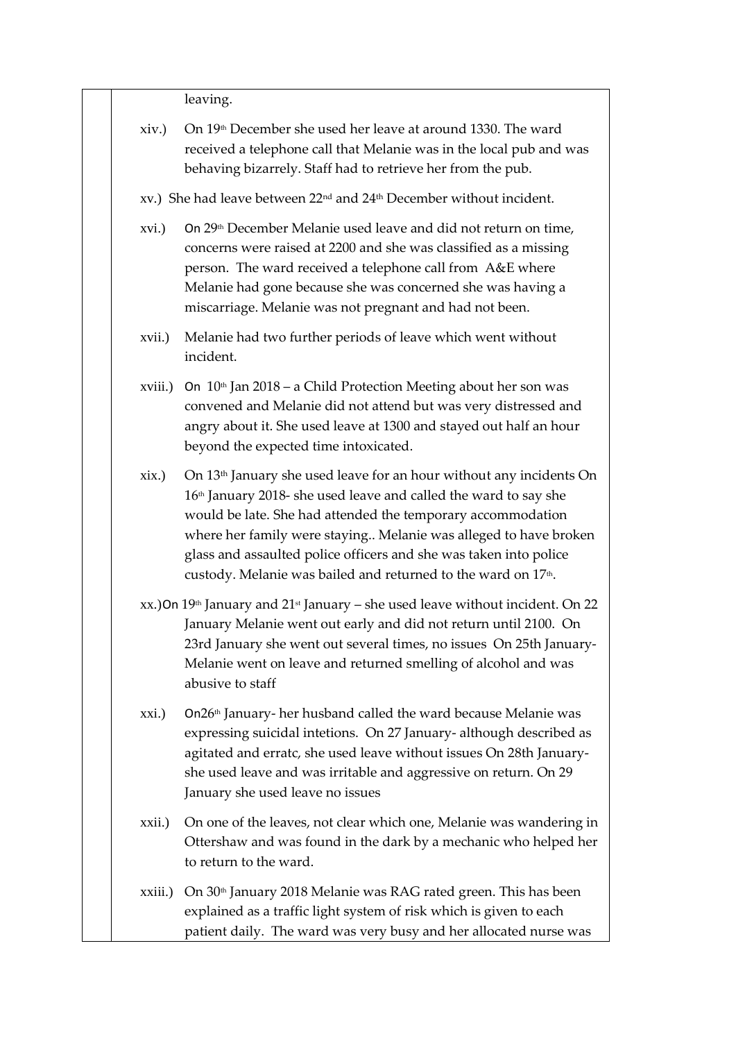leaving.

xiv.) On 19th December she used her leave at around 1330. The ward received a telephone call that Melanie was in the local pub and was behaving bizarrely. Staff had to retrieve her from the pub.

xv.) She had leave between 22nd and 24th December without incident.

xvi.) On 29th December Melanie used leave and did not return on time, concerns were raised at 2200 and she was classified as a missing person. The ward received a telephone call from A&E where Melanie had gone because she was concerned she was having a miscarriage. Melanie was not pregnant and had not been.

xvii.) Melanie had two further periods of leave which went without incident.

xviii.) On 10th Jan 2018 – a Child Protection Meeting about her son was convened and Melanie did not attend but was very distressed and angry about it. She used leave at 1300 and stayed out half an hour beyond the expected time intoxicated.

xix.) On 13th January she used leave for an hour without any incidents On 16th January 2018- she used leave and called the ward to say she would be late. She had attended the temporary accommodation where her family were staying.. Melanie was alleged to have broken glass and assaulted police officers and she was taken into police custody. Melanie was bailed and returned to the ward on 17th.

xx.) On 19th January and 21st January – she used leave without incident. On 22 January Melanie went out early and did not return until 2100. On 23rd January she went out several times, no issues On 25th January- Melanie went on leave and returned smelling of alcohol and was abusive to staff

xxi.) On26th January- her husband called the ward because Melanie was expressing suicidal intetions. On 27 January- although described as agitated and erratc, she used leave without issues On 28th January- she used leave and was irritable and aggressive on return. On 29 January she used leave no issues

xxii.) On one of the leaves, not clear which one, Melanie was wandering in Ottershaw and was found in the dark by a mechanic who helped her to return to the ward.

xxiii.) On 30th January 2018 Melanie was RAG rated green. This has been explained as a traffic light system of risk which is given to each patient daily. The ward was very busy and her allocated nurse was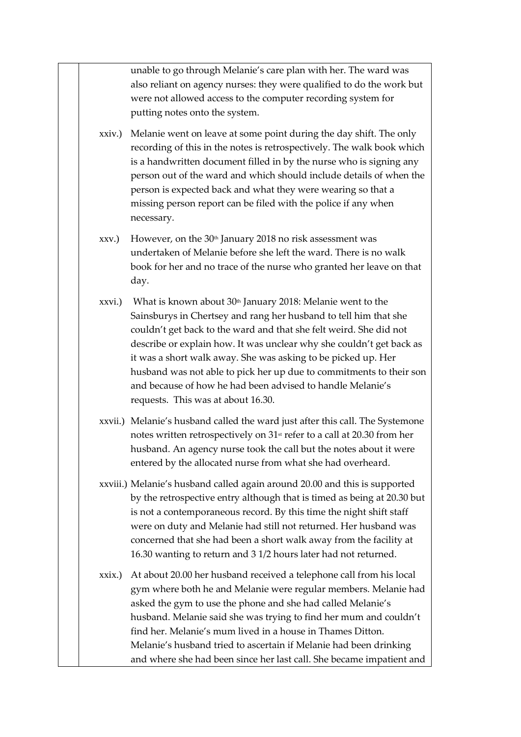unable to go through Melanie's care plan with her. The ward was also reliant on agency nurses: they were qualified to do the work but were not allowed access to the computer recording system for putting notes onto the system.

xxiv.) Melanie went on leave at some point during the day shift. The only recording of this in the notes is retrospectively. The walk book which is a handwritten document filled in by the nurse who is signing any person out of the ward and which should include details of when the person is expected back and what they were wearing so that a missing person report can be filed with the police if any when necessary.

xxv.) However, on the 30th January 2018 no risk assessment was undertaken of Melanie before she left the ward. There is no walk book for her and no trace of the nurse who granted her leave on that day.

xxvi.) What is known about 30th January 2018: Melanie went to the Sainsburys in Chertsey and rang her husband to tell him that she couldn't get back to the ward and that she felt weird. She did not describe or explain how. It was unclear why she couldn't get back as it was a short walk away. She was asking to be picked up. Her husband was not able to pick her up due to commitments to their son and because of how he had been advised to handle Melanie's requests. This was at about 16.30.

xxvii.) Melanie's husband called the ward just after this call. The Systemone notes written retrospectively on 31st refer to a call at 20.30 from her husband. An agency nurse took the call but the notes about it were entered by the allocated nurse from what she had overheard.

xxviii.) Melanie's husband called again around 20.00 and this is supported by the retrospective entry although that is timed as being at 20.30 but is not a contemporaneous record. By this time the night shift staff were on duty and Melanie had still not returned. Her husband was concerned that she had been a short walk away from the facility at 16.30 wanting to return and 3 1/2 hours later had not returned.

xxix.) At about 20.00 her husband received a telephone call from his local gym where both he and Melanie were regular members. Melanie had asked the gym to use the phone and she had called Melanie's husband. Melanie said she was trying to find her mum and couldn't find her. Melanie's mum lived in a house in Thames Ditton. Melanie's husband tried to ascertain if Melanie had been drinking and where she had been since her last call. She became impatient and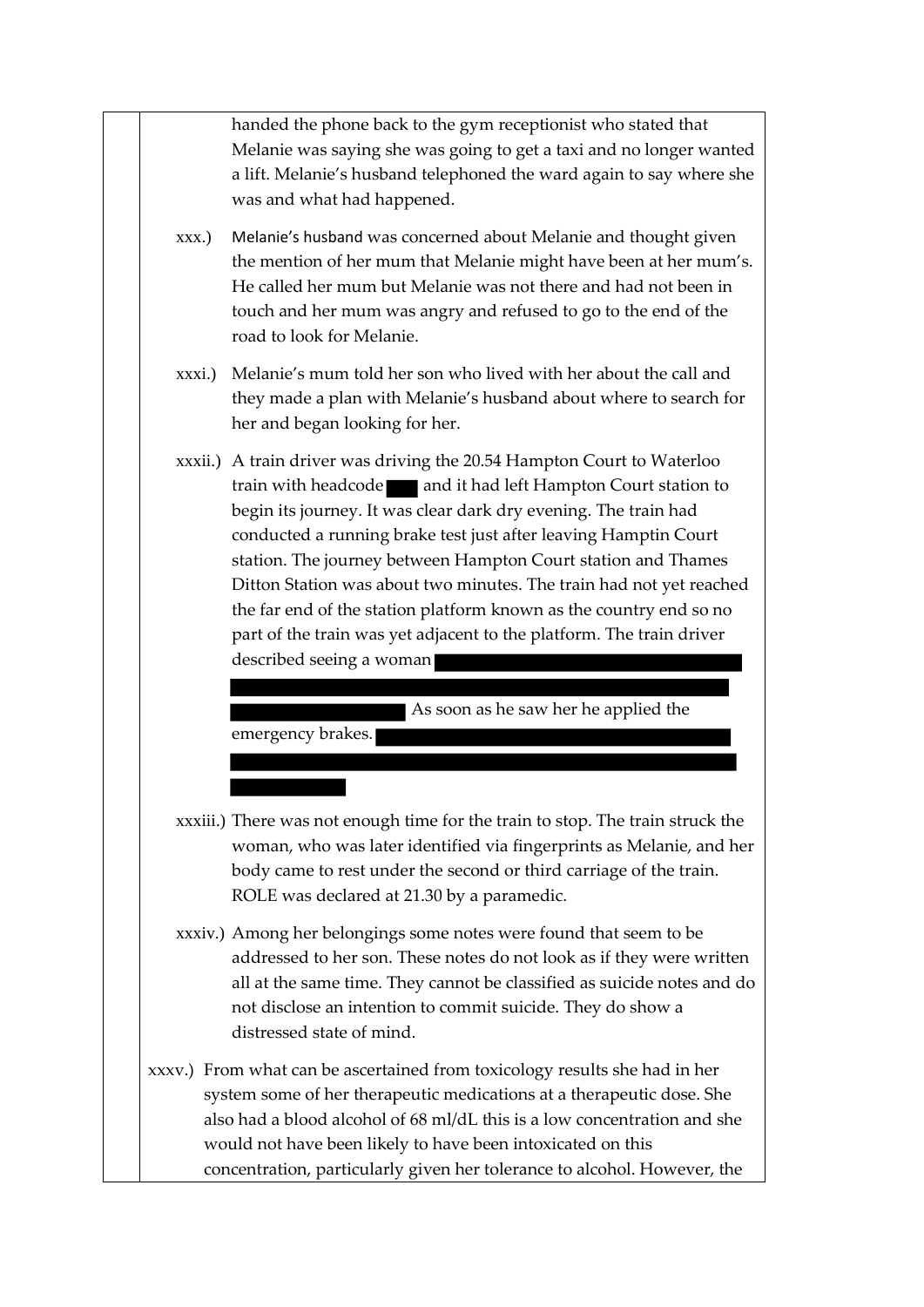handed the phone back to the gym receptionist who stated that Melanie was saying she was going to get a taxi and no longer wanted a lift. Melanie's husband telephoned the ward again to say where she was and what had happened.

xxx.) Melanie's husband was concerned about Melanie and thought given the mention of her mum that Melanie might have been at her mum's. He called her mum but Melanie was not there and had not been in touch and her mum was angry and refused to go to the end of the road to look for Melanie.

xxxi.) Melanie's mum told her son who lived with her about the call and they made a plan with Melanie's husband about where to search for her and began looking for her.

xxxii.) A train driver was driving the 20.54 Hampton Court to Waterloo train with headcode [REDACTED] and it had left Hampton Court station to begin its journey. It was clear dark dry evening. The train had conducted a running brake test just after leaving Hamptin Court station. The journey between Hampton Court station and Thames Ditton Station was about two minutes. The train had not yet reached the far end of the station platform known as the country end so no part of the train was yet adjacent to the platform. The train driver described seeing a woman [REDACTED] As soon as he saw her he applied the emergency brakes. [REDACTED]

xxxiii.) There was not enough time for the train to stop. The train struck the woman, who was later identified via fingerprints as Melanie, and her body came to rest under the second or third carriage of the train. ROLE was declared at 21.30 by a paramedic.

xxxiv.) Among her belongings some notes were found that seem to be addressed to her son. These notes do not look as if they were written all at the same time. They cannot be classified as suicide notes and do not disclose an intention to commit suicide. They do show a distressed state of mind.

xxxv.) From what can be ascertained from toxicology results she had in her system some of her therapeutic medications at a therapeutic dose. She also had a blood alcohol of 68 ml/dL this is a low concentration and she would not have been likely to have been intoxicated on this concentration, particularly given her tolerance to alcohol. However, the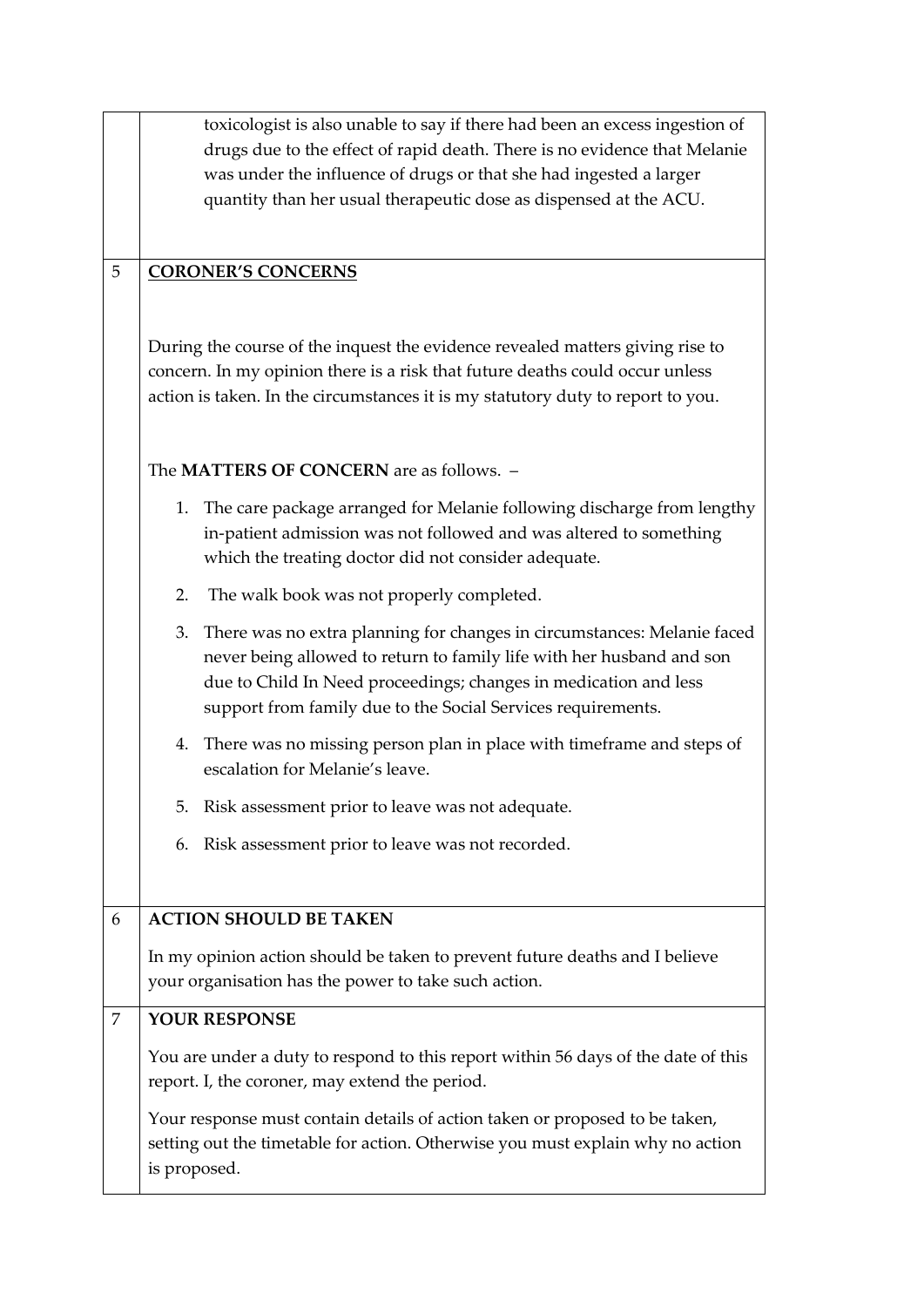toxicologist is also unable to say if there had been an excess ingestion of drugs due to the effect of rapid death. There is no evidence that Melanie was under the influence of drugs or that she had ingested a larger quantity than her usual therapeutic dose as dispensed at the ACU.

## 5 CORONER'S CONCERNS

During the course of the inquest the evidence revealed matters giving rise to concern. In my opinion there is a risk that future deaths could occur unless action is taken. In the circumstances it is my statutory duty to report to you.

The **MATTERS OF CONCERN** are as follows. –

1. The care package arranged for Melanie following discharge from lengthy in-patient admission was not followed and was altered to something which the treating doctor did not consider adequate.
2. The walk book was not properly completed.
3. There was no extra planning for changes in circumstances: Melanie faced never being allowed to return to family life with her husband and son due to Child In Need proceedings; changes in medication and less support from family due to the Social Services requirements.
4. There was no missing person plan in place with timeframe and steps of escalation for Melanie's leave.
5. Risk assessment prior to leave was not adequate.
6. Risk assessment prior to leave was not recorded.

## 6 ACTION SHOULD BE TAKEN

In my opinion action should be taken to prevent future deaths and I believe your organisation has the power to take such action.

## 7 YOUR RESPONSE

You are under a duty to respond to this report within 56 days of the date of this report. I, the coroner, may extend the period.

Your response must contain details of action taken or proposed to be taken, setting out the timetable for action. Otherwise you must explain why no action is proposed.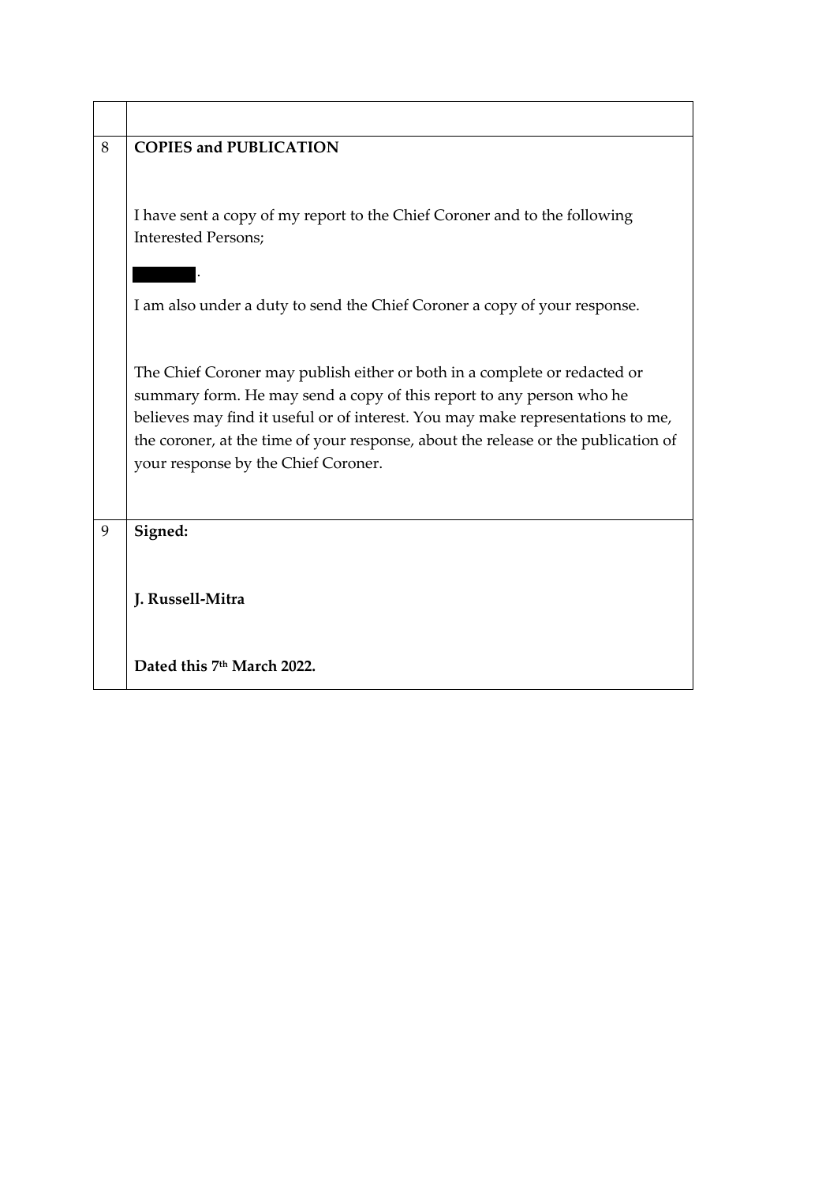| | |
|---|---|
| 8 | **COPIES and PUBLICATION**<br><br>I have sent a copy of my report to the Chief Coroner and to the following Interested Persons;<br><br>█████.<br><br>I am also under a duty to send the Chief Coroner a copy of your response.<br><br>The Chief Coroner may publish either or both in a complete or redacted or summary form. He may send a copy of this report to any person who he believes may find it useful or of interest. You may make representations to me, the coroner, at the time of your response, about the release or the publication of your response by the Chief Coroner. |
| 9 | **Signed:**<br><br>**J. Russell-Mitra**<br><br>**Dated this 7th March 2022.** |